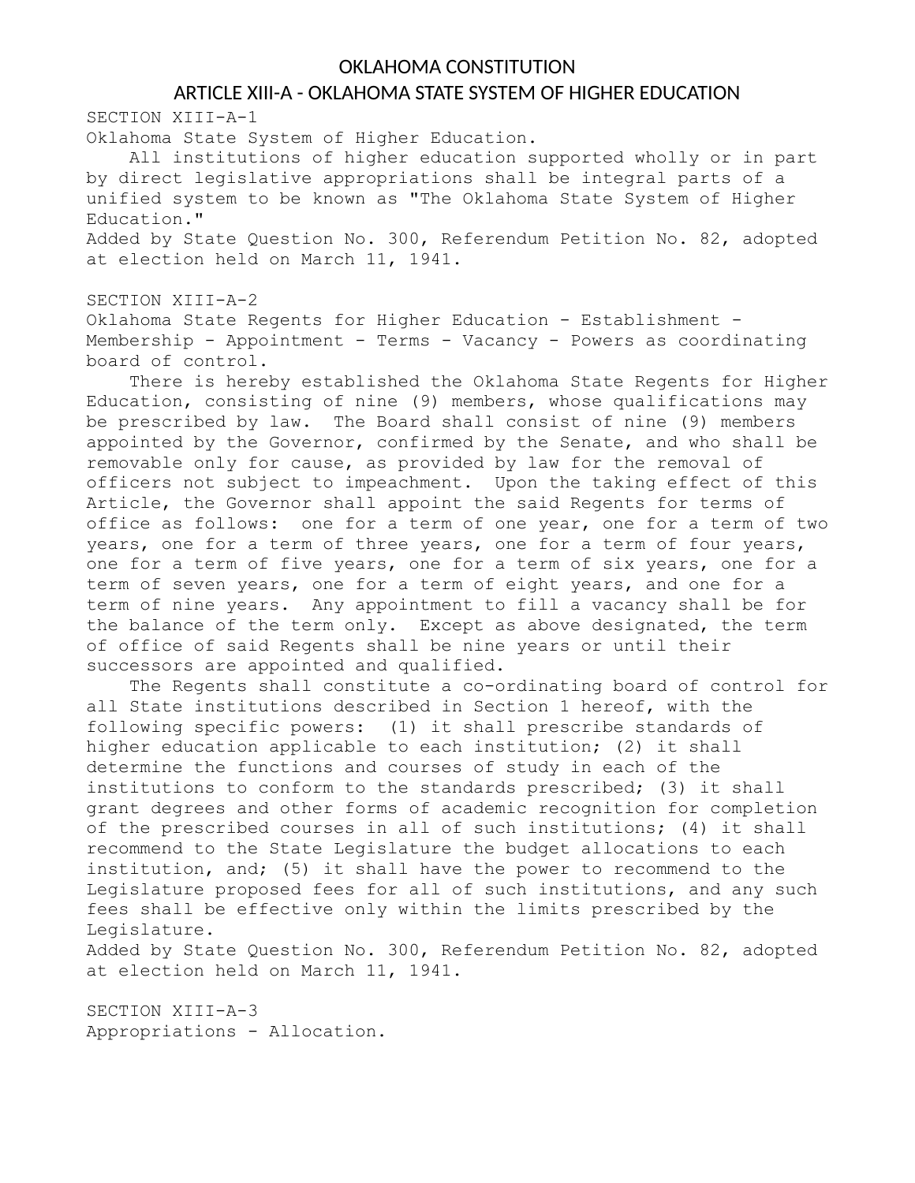# OKLAHOMA CONSTITUTION

## ARTICLE XIII-A - OKLAHOMA STATE SYSTEM OF HIGHER EDUCATION

SECTION XIII-A-1

Oklahoma State System of Higher Education.

All institutions of higher education supported wholly or in part by direct legislative appropriations shall be integral parts of a unified system to be known as "The Oklahoma State System of Higher Education."

Added by State Question No. 300, Referendum Petition No. 82, adopted at election held on March 11, 1941.

SECTION XIII-A-2

Oklahoma State Regents for Higher Education - Establishment - Membership - Appointment - Terms - Vacancy - Powers as coordinating board of control.

There is hereby established the Oklahoma State Regents for Higher Education, consisting of nine (9) members, whose qualifications may be prescribed by law. The Board shall consist of nine (9) members appointed by the Governor, confirmed by the Senate, and who shall be removable only for cause, as provided by law for the removal of officers not subject to impeachment. Upon the taking effect of this Article, the Governor shall appoint the said Regents for terms of office as follows: one for a term of one year, one for a term of two years, one for a term of three years, one for a term of four years, one for a term of five years, one for a term of six years, one for a term of seven years, one for a term of eight years, and one for a term of nine years. Any appointment to fill a vacancy shall be for the balance of the term only. Except as above designated, the term of office of said Regents shall be nine years or until their successors are appointed and qualified.

The Regents shall constitute a co-ordinating board of control for all State institutions described in Section 1 hereof, with the following specific powers: (1) it shall prescribe standards of higher education applicable to each institution; (2) it shall determine the functions and courses of study in each of the institutions to conform to the standards prescribed; (3) it shall grant degrees and other forms of academic recognition for completion of the prescribed courses in all of such institutions; (4) it shall recommend to the State Legislature the budget allocations to each institution, and; (5) it shall have the power to recommend to the Legislature proposed fees for all of such institutions, and any such fees shall be effective only within the limits prescribed by the Legislature.

Added by State Question No. 300, Referendum Petition No. 82, adopted at election held on March 11, 1941.

SECTION XIII-A-3

Appropriations - Allocation.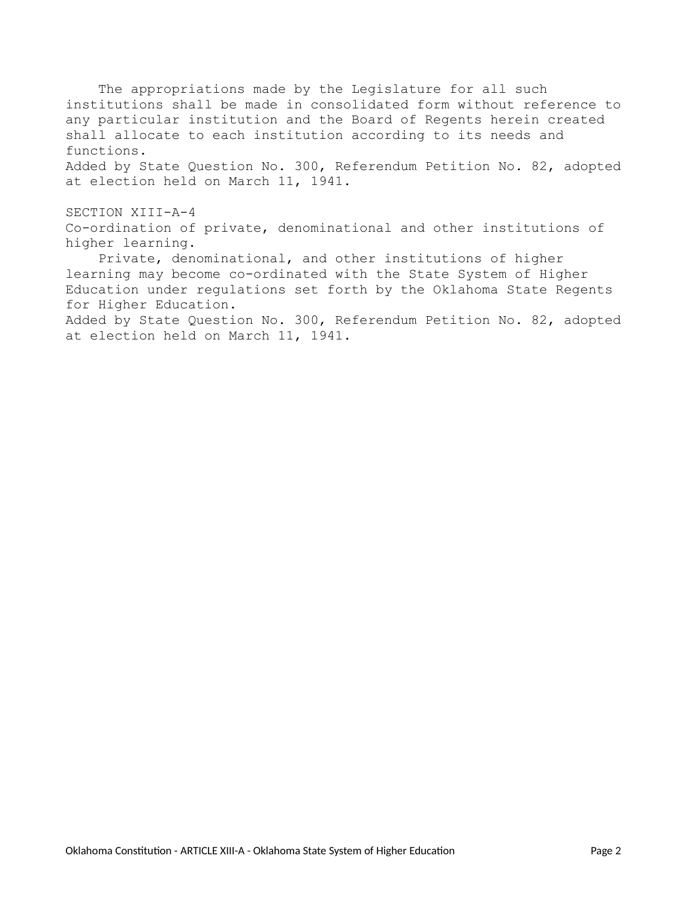The appropriations made by the Legislature for all such institutions shall be made in consolidated form without reference to any particular institution and the Board of Regents herein created shall allocate to each institution according to its needs and functions.

Added by State Question No. 300, Referendum Petition No. 82, adopted at election held on March 11, 1941.

## SECTION XIII-A-4

Co-ordination of private, denominational and other institutions of higher learning.

Private, denominational, and other institutions of higher learning may become co-ordinated with the State System of Higher Education under regulations set forth by the Oklahoma State Regents for Higher Education.

Added by State Question No. 300, Referendum Petition No. 82, adopted at election held on March 11, 1941.